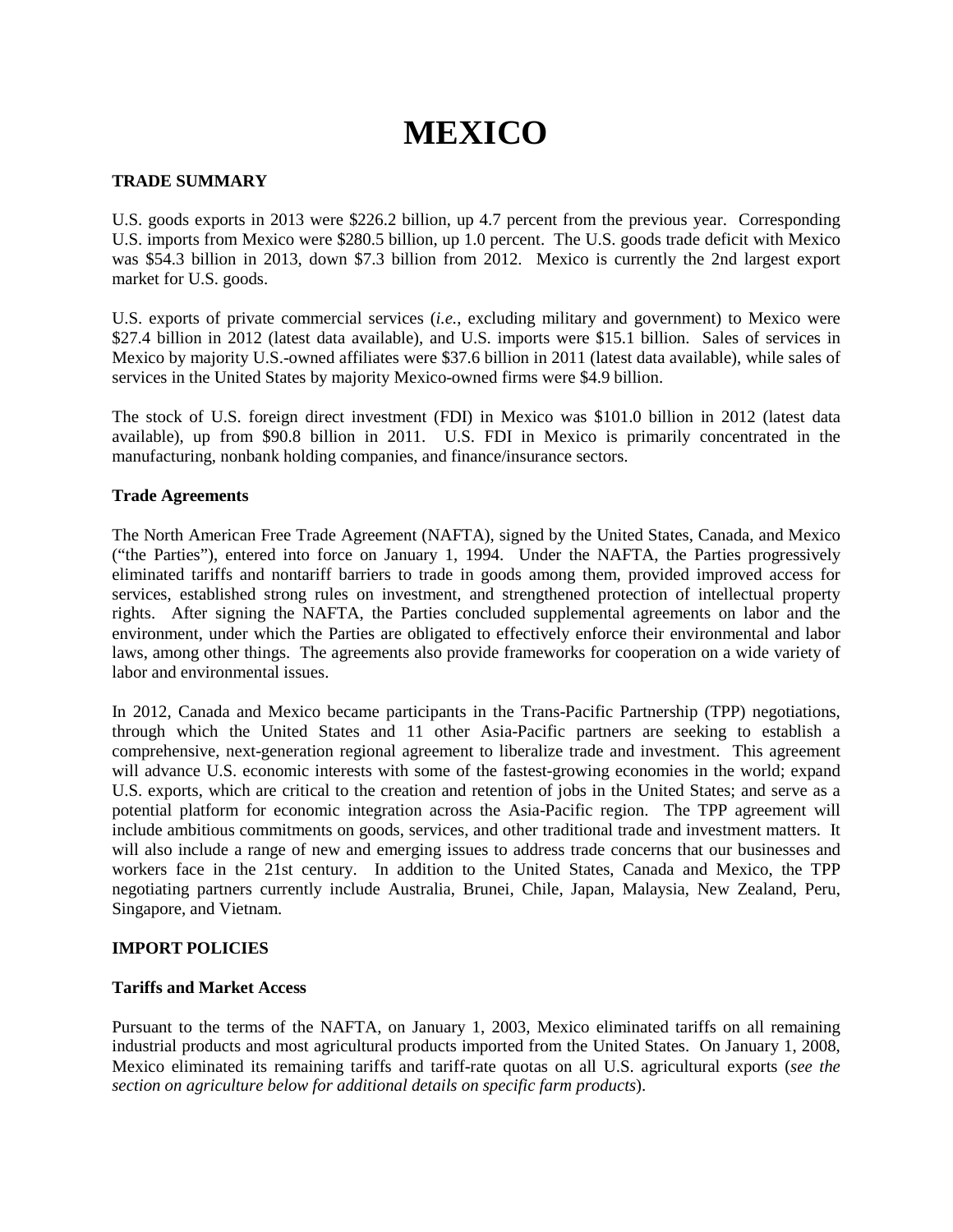# MEXICO

## TRADE SUMMARY

U.S. goods exports in 2013 were $226.2 billion, up 4.7 percent from the previous year. Corresponding U.S. imports from Mexico were $280.5 billion, up 1.0 percent. The U.S. goods trade deficit with Mexico was $54.3 billion in 2013, down $7.3 billion from 2012. Mexico is currently the 2nd largest export market for U.S. goods.

U.S. exports of private commercial services (*i.e.*, excluding military and government) to Mexico were $27.4 billion in 2012 (latest data available), and U.S. imports were $15.1 billion. Sales of services in Mexico by majority U.S.-owned affiliates were $37.6 billion in 2011 (latest data available), while sales of services in the United States by majority Mexico-owned firms were $4.9 billion.

The stock of U.S. foreign direct investment (FDI) in Mexico was $101.0 billion in 2012 (latest data available), up from $90.8 billion in 2011. U.S. FDI in Mexico is primarily concentrated in the manufacturing, nonbank holding companies, and finance/insurance sectors.

### Trade Agreements

The North American Free Trade Agreement (NAFTA), signed by the United States, Canada, and Mexico ("the Parties"), entered into force on January 1, 1994. Under the NAFTA, the Parties progressively eliminated tariffs and nontariff barriers to trade in goods among them, provided improved access for services, established strong rules on investment, and strengthened protection of intellectual property rights. After signing the NAFTA, the Parties concluded supplemental agreements on labor and the environment, under which the Parties are obligated to effectively enforce their environmental and labor laws, among other things. The agreements also provide frameworks for cooperation on a wide variety of labor and environmental issues.

In 2012, Canada and Mexico became participants in the Trans-Pacific Partnership (TPP) negotiations, through which the United States and 11 other Asia-Pacific partners are seeking to establish a comprehensive, next-generation regional agreement to liberalize trade and investment. This agreement will advance U.S. economic interests with some of the fastest-growing economies in the world; expand U.S. exports, which are critical to the creation and retention of jobs in the United States; and serve as a potential platform for economic integration across the Asia-Pacific region. The TPP agreement will include ambitious commitments on goods, services, and other traditional trade and investment matters. It will also include a range of new and emerging issues to address trade concerns that our businesses and workers face in the 21st century. In addition to the United States, Canada and Mexico, the TPP negotiating partners currently include Australia, Brunei, Chile, Japan, Malaysia, New Zealand, Peru, Singapore, and Vietnam.

## IMPORT POLICIES

### Tariffs and Market Access

Pursuant to the terms of the NAFTA, on January 1, 2003, Mexico eliminated tariffs on all remaining industrial products and most agricultural products imported from the United States. On January 1, 2008, Mexico eliminated its remaining tariffs and tariff-rate quotas on all U.S. agricultural exports (*see the section on agriculture below for additional details on specific farm products*).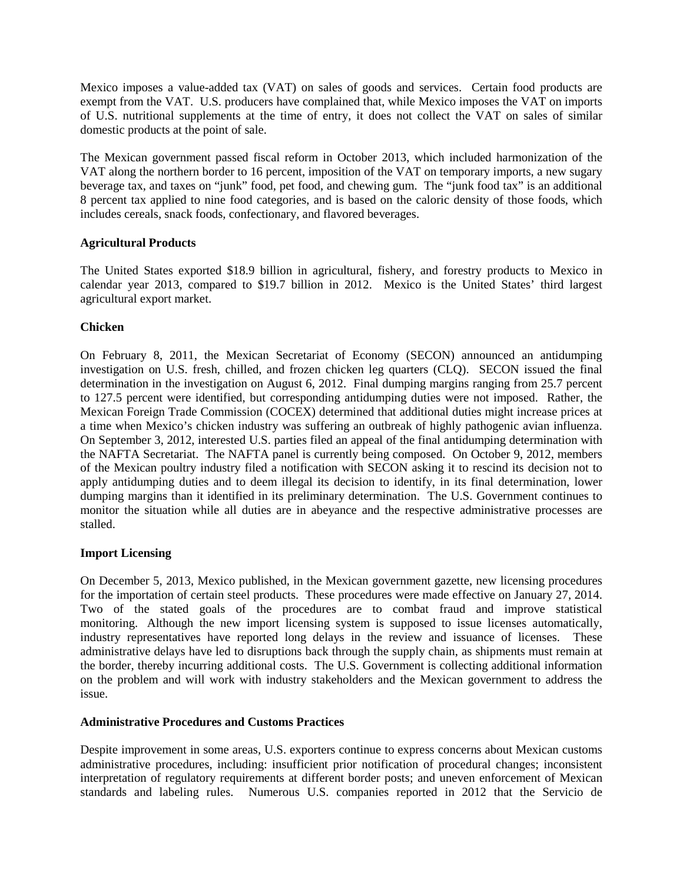Mexico imposes a value-added tax (VAT) on sales of goods and services. Certain food products are exempt from the VAT. U.S. producers have complained that, while Mexico imposes the VAT on imports of U.S. nutritional supplements at the time of entry, it does not collect the VAT on sales of similar domestic products at the point of sale.

The Mexican government passed fiscal reform in October 2013, which included harmonization of the VAT along the northern border to 16 percent, imposition of the VAT on temporary imports, a new sugary beverage tax, and taxes on "junk" food, pet food, and chewing gum. The "junk food tax" is an additional 8 percent tax applied to nine food categories, and is based on the caloric density of those foods, which includes cereals, snack foods, confectionary, and flavored beverages.

**Agricultural Products**

The United States exported $18.9 billion in agricultural, fishery, and forestry products to Mexico in calendar year 2013, compared to $19.7 billion in 2012. Mexico is the United States' third largest agricultural export market.

**Chicken**

On February 8, 2011, the Mexican Secretariat of Economy (SECON) announced an antidumping investigation on U.S. fresh, chilled, and frozen chicken leg quarters (CLQ). SECON issued the final determination in the investigation on August 6, 2012. Final dumping margins ranging from 25.7 percent to 127.5 percent were identified, but corresponding antidumping duties were not imposed. Rather, the Mexican Foreign Trade Commission (COCEX) determined that additional duties might increase prices at a time when Mexico's chicken industry was suffering an outbreak of highly pathogenic avian influenza. On September 3, 2012, interested U.S. parties filed an appeal of the final antidumping determination with the NAFTA Secretariat. The NAFTA panel is currently being composed. On October 9, 2012, members of the Mexican poultry industry filed a notification with SECON asking it to rescind its decision not to apply antidumping duties and to deem illegal its decision to identify, in its final determination, lower dumping margins than it identified in its preliminary determination. The U.S. Government continues to monitor the situation while all duties are in abeyance and the respective administrative processes are stalled.

**Import Licensing**

On December 5, 2013, Mexico published, in the Mexican government gazette, new licensing procedures for the importation of certain steel products. These procedures were made effective on January 27, 2014. Two of the stated goals of the procedures are to combat fraud and improve statistical monitoring. Although the new import licensing system is supposed to issue licenses automatically, industry representatives have reported long delays in the review and issuance of licenses. These administrative delays have led to disruptions back through the supply chain, as shipments must remain at the border, thereby incurring additional costs. The U.S. Government is collecting additional information on the problem and will work with industry stakeholders and the Mexican government to address the issue.

**Administrative Procedures and Customs Practices**

Despite improvement in some areas, U.S. exporters continue to express concerns about Mexican customs administrative procedures, including: insufficient prior notification of procedural changes; inconsistent interpretation of regulatory requirements at different border posts; and uneven enforcement of Mexican standards and labeling rules. Numerous U.S. companies reported in 2012 that the Servicio de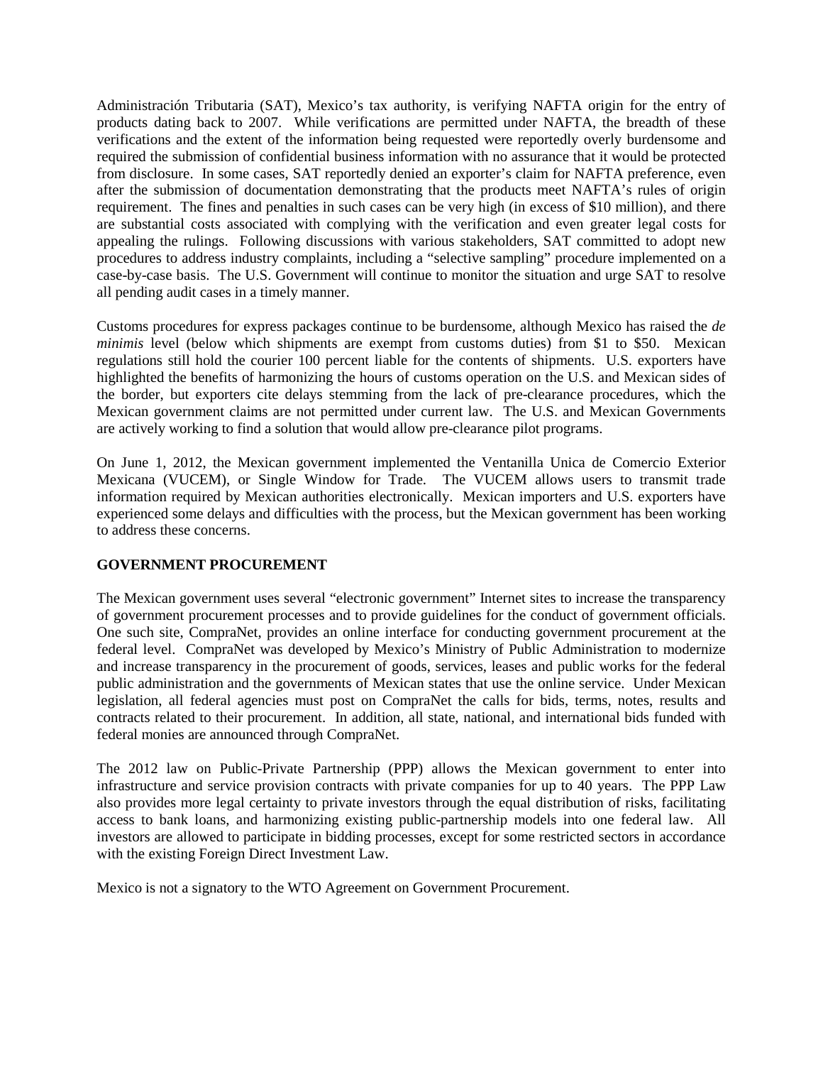Administración Tributaria (SAT), Mexico's tax authority, is verifying NAFTA origin for the entry of products dating back to 2007. While verifications are permitted under NAFTA, the breadth of these verifications and the extent of the information being requested were reportedly overly burdensome and required the submission of confidential business information with no assurance that it would be protected from disclosure. In some cases, SAT reportedly denied an exporter's claim for NAFTA preference, even after the submission of documentation demonstrating that the products meet NAFTA's rules of origin requirement. The fines and penalties in such cases can be very high (in excess of $10 million), and there are substantial costs associated with complying with the verification and even greater legal costs for appealing the rulings. Following discussions with various stakeholders, SAT committed to adopt new procedures to address industry complaints, including a "selective sampling" procedure implemented on a case-by-case basis. The U.S. Government will continue to monitor the situation and urge SAT to resolve all pending audit cases in a timely manner.

Customs procedures for express packages continue to be burdensome, although Mexico has raised the *de minimis* level (below which shipments are exempt from customs duties) from $1 to $50. Mexican regulations still hold the courier 100 percent liable for the contents of shipments. U.S. exporters have highlighted the benefits of harmonizing the hours of customs operation on the U.S. and Mexican sides of the border, but exporters cite delays stemming from the lack of pre-clearance procedures, which the Mexican government claims are not permitted under current law. The U.S. and Mexican Governments are actively working to find a solution that would allow pre-clearance pilot programs.

On June 1, 2012, the Mexican government implemented the Ventanilla Unica de Comercio Exterior Mexicana (VUCEM), or Single Window for Trade. The VUCEM allows users to transmit trade information required by Mexican authorities electronically. Mexican importers and U.S. exporters have experienced some delays and difficulties with the process, but the Mexican government has been working to address these concerns.

**GOVERNMENT PROCUREMENT**

The Mexican government uses several "electronic government" Internet sites to increase the transparency of government procurement processes and to provide guidelines for the conduct of government officials. One such site, CompraNet, provides an online interface for conducting government procurement at the federal level. CompraNet was developed by Mexico's Ministry of Public Administration to modernize and increase transparency in the procurement of goods, services, leases and public works for the federal public administration and the governments of Mexican states that use the online service. Under Mexican legislation, all federal agencies must post on CompraNet the calls for bids, terms, notes, results and contracts related to their procurement. In addition, all state, national, and international bids funded with federal monies are announced through CompraNet.

The 2012 law on Public-Private Partnership (PPP) allows the Mexican government to enter into infrastructure and service provision contracts with private companies for up to 40 years. The PPP Law also provides more legal certainty to private investors through the equal distribution of risks, facilitating access to bank loans, and harmonizing existing public-partnership models into one federal law. All investors are allowed to participate in bidding processes, except for some restricted sectors in accordance with the existing Foreign Direct Investment Law.

Mexico is not a signatory to the WTO Agreement on Government Procurement.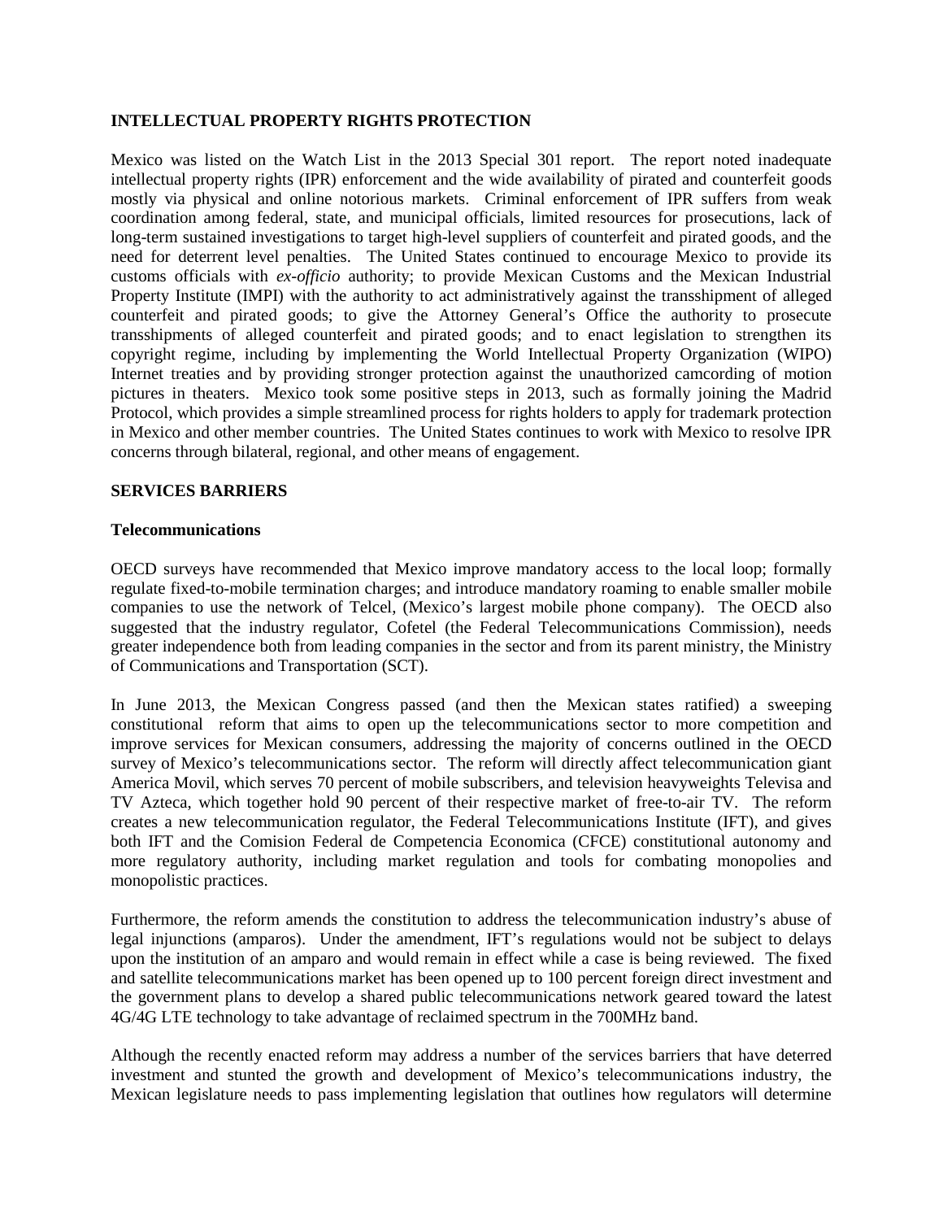## INTELLECTUAL PROPERTY RIGHTS PROTECTION

Mexico was listed on the Watch List in the 2013 Special 301 report. The report noted inadequate intellectual property rights (IPR) enforcement and the wide availability of pirated and counterfeit goods mostly via physical and online notorious markets. Criminal enforcement of IPR suffers from weak coordination among federal, state, and municipal officials, limited resources for prosecutions, lack of long-term sustained investigations to target high-level suppliers of counterfeit and pirated goods, and the need for deterrent level penalties. The United States continued to encourage Mexico to provide its customs officials with *ex-officio* authority; to provide Mexican Customs and the Mexican Industrial Property Institute (IMPI) with the authority to act administratively against the transshipment of alleged counterfeit and pirated goods; to give the Attorney General's Office the authority to prosecute transshipments of alleged counterfeit and pirated goods; and to enact legislation to strengthen its copyright regime, including by implementing the World Intellectual Property Organization (WIPO) Internet treaties and by providing stronger protection against the unauthorized camcording of motion pictures in theaters. Mexico took some positive steps in 2013, such as formally joining the Madrid Protocol, which provides a simple streamlined process for rights holders to apply for trademark protection in Mexico and other member countries. The United States continues to work with Mexico to resolve IPR concerns through bilateral, regional, and other means of engagement.

## SERVICES BARRIERS

### Telecommunications

OECD surveys have recommended that Mexico improve mandatory access to the local loop; formally regulate fixed-to-mobile termination charges; and introduce mandatory roaming to enable smaller mobile companies to use the network of Telcel, (Mexico's largest mobile phone company). The OECD also suggested that the industry regulator, Cofetel (the Federal Telecommunications Commission), needs greater independence both from leading companies in the sector and from its parent ministry, the Ministry of Communications and Transportation (SCT).

In June 2013, the Mexican Congress passed (and then the Mexican states ratified) a sweeping constitutional reform that aims to open up the telecommunications sector to more competition and improve services for Mexican consumers, addressing the majority of concerns outlined in the OECD survey of Mexico's telecommunications sector. The reform will directly affect telecommunication giant America Movil, which serves 70 percent of mobile subscribers, and television heavyweights Televisa and TV Azteca, which together hold 90 percent of their respective market of free-to-air TV. The reform creates a new telecommunication regulator, the Federal Telecommunications Institute (IFT), and gives both IFT and the Comision Federal de Competencia Economica (CFCE) constitutional autonomy and more regulatory authority, including market regulation and tools for combating monopolies and monopolistic practices.

Furthermore, the reform amends the constitution to address the telecommunication industry's abuse of legal injunctions (amparos). Under the amendment, IFT's regulations would not be subject to delays upon the institution of an amparo and would remain in effect while a case is being reviewed. The fixed and satellite telecommunications market has been opened up to 100 percent foreign direct investment and the government plans to develop a shared public telecommunications network geared toward the latest 4G/4G LTE technology to take advantage of reclaimed spectrum in the 700MHz band.

Although the recently enacted reform may address a number of the services barriers that have deterred investment and stunted the growth and development of Mexico's telecommunications industry, the Mexican legislature needs to pass implementing legislation that outlines how regulators will determine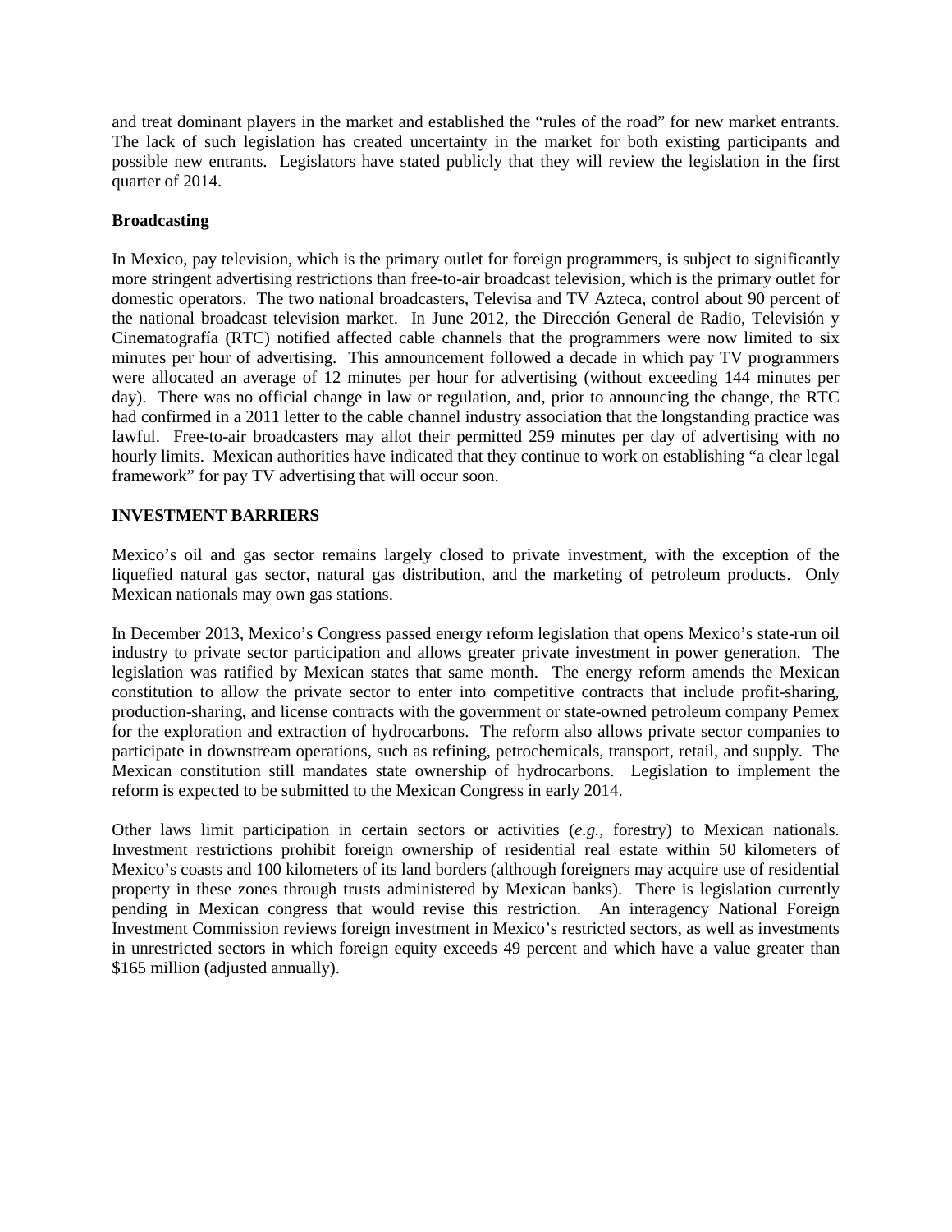and treat dominant players in the market and established the "rules of the road" for new market entrants. The lack of such legislation has created uncertainty in the market for both existing participants and possible new entrants. Legislators have stated publicly that they will review the legislation in the first quarter of 2014.

**Broadcasting**

In Mexico, pay television, which is the primary outlet for foreign programmers, is subject to significantly more stringent advertising restrictions than free-to-air broadcast television, which is the primary outlet for domestic operators. The two national broadcasters, Televisa and TV Azteca, control about 90 percent of the national broadcast television market. In June 2012, the Dirección General de Radio, Televisión y Cinematografía (RTC) notified affected cable channels that the programmers were now limited to six minutes per hour of advertising. This announcement followed a decade in which pay TV programmers were allocated an average of 12 minutes per hour for advertising (without exceeding 144 minutes per day). There was no official change in law or regulation, and, prior to announcing the change, the RTC had confirmed in a 2011 letter to the cable channel industry association that the longstanding practice was lawful. Free-to-air broadcasters may allot their permitted 259 minutes per day of advertising with no hourly limits. Mexican authorities have indicated that they continue to work on establishing "a clear legal framework" for pay TV advertising that will occur soon.

**INVESTMENT BARRIERS**

Mexico's oil and gas sector remains largely closed to private investment, with the exception of the liquefied natural gas sector, natural gas distribution, and the marketing of petroleum products. Only Mexican nationals may own gas stations.

In December 2013, Mexico's Congress passed energy reform legislation that opens Mexico's state-run oil industry to private sector participation and allows greater private investment in power generation. The legislation was ratified by Mexican states that same month. The energy reform amends the Mexican constitution to allow the private sector to enter into competitive contracts that include profit-sharing, production-sharing, and license contracts with the government or state-owned petroleum company Pemex for the exploration and extraction of hydrocarbons. The reform also allows private sector companies to participate in downstream operations, such as refining, petrochemicals, transport, retail, and supply. The Mexican constitution still mandates state ownership of hydrocarbons. Legislation to implement the reform is expected to be submitted to the Mexican Congress in early 2014.

Other laws limit participation in certain sectors or activities (*e.g.*, forestry) to Mexican nationals. Investment restrictions prohibit foreign ownership of residential real estate within 50 kilometers of Mexico's coasts and 100 kilometers of its land borders (although foreigners may acquire use of residential property in these zones through trusts administered by Mexican banks). There is legislation currently pending in Mexican congress that would revise this restriction. An interagency National Foreign Investment Commission reviews foreign investment in Mexico's restricted sectors, as well as investments in unrestricted sectors in which foreign equity exceeds 49 percent and which have a value greater than $165 million (adjusted annually).